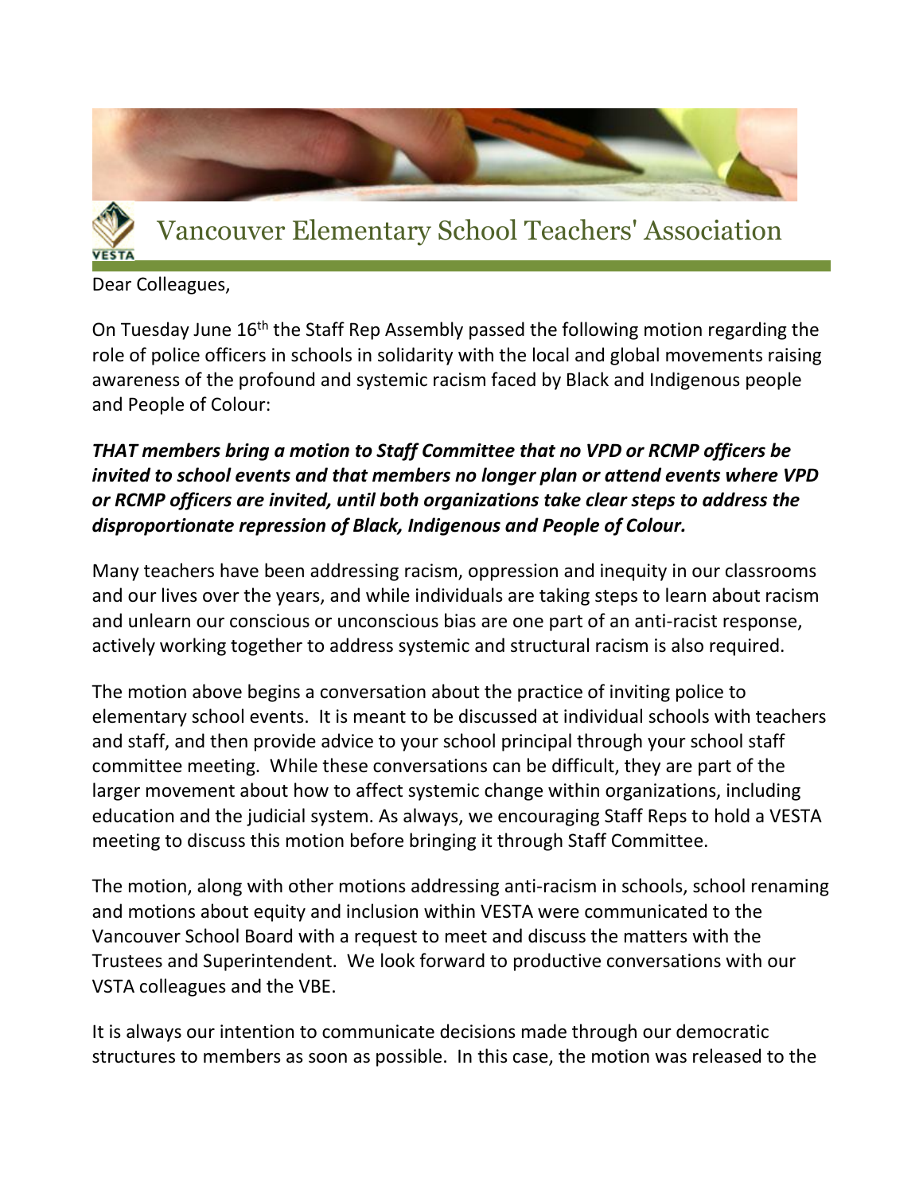# Vancouver Elementary School Teachers' Association

Dear Colleagues,

On Tuesday June 16th the Staff Rep Assembly passed the following motion regarding the role of police officers in schools in solidarity with the local and global movements raising awareness of the profound and systemic racism faced by Black and Indigenous people and People of Colour:

***THAT members bring a motion to Staff Committee that no VPD or RCMP officers be invited to school events and that members no longer plan or attend events where VPD or RCMP officers are invited, until both organizations take clear steps to address the disproportionate repression of Black, Indigenous and People of Colour.***

Many teachers have been addressing racism, oppression and inequity in our classrooms and our lives over the years, and while individuals are taking steps to learn about racism and unlearn our conscious or unconscious bias are one part of an anti-racist response, actively working together to address systemic and structural racism is also required.

The motion above begins a conversation about the practice of inviting police to elementary school events. It is meant to be discussed at individual schools with teachers and staff, and then provide advice to your school principal through your school staff committee meeting. While these conversations can be difficult, they are part of the larger movement about how to affect systemic change within organizations, including education and the judicial system. As always, we encouraging Staff Reps to hold a VESTA meeting to discuss this motion before bringing it through Staff Committee.

The motion, along with other motions addressing anti-racism in schools, school renaming and motions about equity and inclusion within VESTA were communicated to the Vancouver School Board with a request to meet and discuss the matters with the Trustees and Superintendent. We look forward to productive conversations with our VSTA colleagues and the VBE.

It is always our intention to communicate decisions made through our democratic structures to members as soon as possible. In this case, the motion was released to the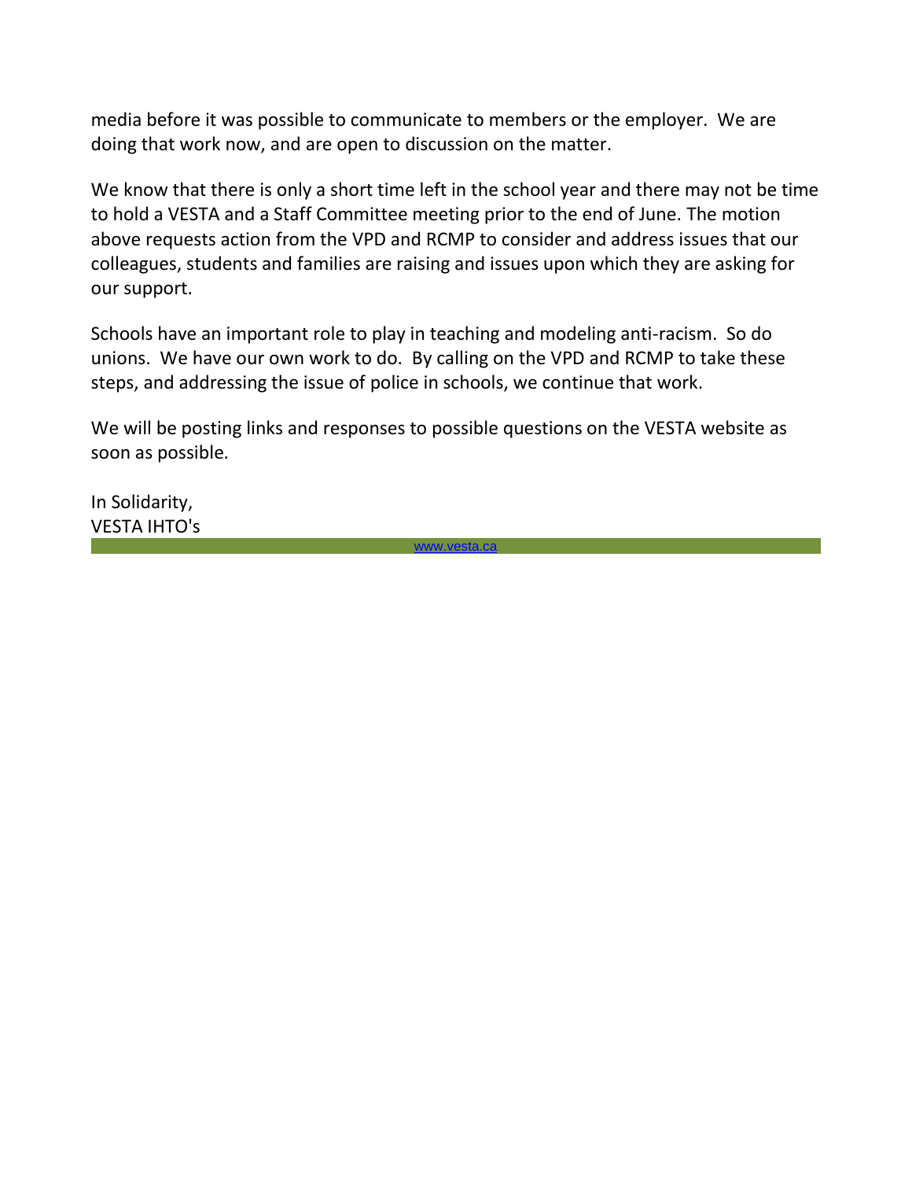media before it was possible to communicate to members or the employer. We are doing that work now, and are open to discussion on the matter.

We know that there is only a short time left in the school year and there may not be time to hold a VESTA and a Staff Committee meeting prior to the end of June. The motion above requests action from the VPD and RCMP to consider and address issues that our colleagues, students and families are raising and issues upon which they are asking for our support.

Schools have an important role to play in teaching and modeling anti-racism. So do unions. We have our own work to do. By calling on the VPD and RCMP to take these steps, and addressing the issue of police in schools, we continue that work.

We will be posting links and responses to possible questions on the VESTA website as soon as possible.

In Solidarity,
VESTA IHTO's

www.vesta.ca